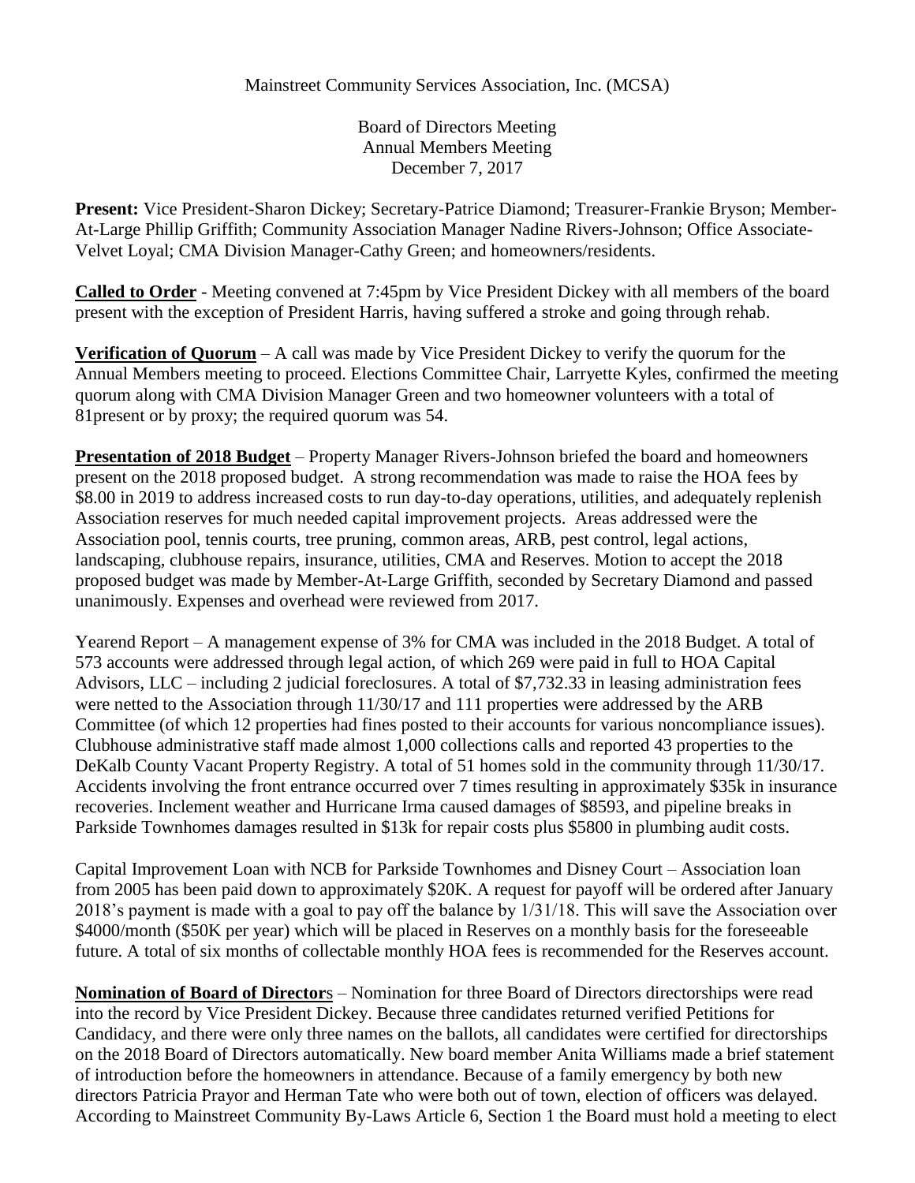Mainstreet Community Services Association, Inc. (MCSA)

Board of Directors Meeting
Annual Members Meeting
December 7, 2017

**Present:** Vice President-Sharon Dickey; Secretary-Patrice Diamond; Treasurer-Frankie Bryson; Member-At-Large Phillip Griffith; Community Association Manager Nadine Rivers-Johnson; Office Associate-Velvet Loyal; CMA Division Manager-Cathy Green; and homeowners/residents.

**Called to Order** - Meeting convened at 7:45pm by Vice President Dickey with all members of the board present with the exception of President Harris, having suffered a stroke and going through rehab.

**Verification of Quorum** – A call was made by Vice President Dickey to verify the quorum for the Annual Members meeting to proceed. Elections Committee Chair, Larryette Kyles, confirmed the meeting quorum along with CMA Division Manager Green and two homeowner volunteers with a total of 81present or by proxy; the required quorum was 54.

**Presentation of 2018 Budget** – Property Manager Rivers-Johnson briefed the board and homeowners present on the 2018 proposed budget. A strong recommendation was made to raise the HOA fees by $8.00 in 2019 to address increased costs to run day-to-day operations, utilities, and adequately replenish Association reserves for much needed capital improvement projects. Areas addressed were the Association pool, tennis courts, tree pruning, common areas, ARB, pest control, legal actions, landscaping, clubhouse repairs, insurance, utilities, CMA and Reserves. Motion to accept the 2018 proposed budget was made by Member-At-Large Griffith, seconded by Secretary Diamond and passed unanimously. Expenses and overhead were reviewed from 2017.

Yearend Report – A management expense of 3% for CMA was included in the 2018 Budget. A total of 573 accounts were addressed through legal action, of which 269 were paid in full to HOA Capital Advisors, LLC – including 2 judicial foreclosures. A total of $7,732.33 in leasing administration fees were netted to the Association through 11/30/17 and 111 properties were addressed by the ARB Committee (of which 12 properties had fines posted to their accounts for various noncompliance issues). Clubhouse administrative staff made almost 1,000 collections calls and reported 43 properties to the DeKalb County Vacant Property Registry. A total of 51 homes sold in the community through 11/30/17. Accidents involving the front entrance occurred over 7 times resulting in approximately $35k in insurance recoveries. Inclement weather and Hurricane Irma caused damages of $8593, and pipeline breaks in Parkside Townhomes damages resulted in $13k for repair costs plus $5800 in plumbing audit costs.

Capital Improvement Loan with NCB for Parkside Townhomes and Disney Court – Association loan from 2005 has been paid down to approximately $20K. A request for payoff will be ordered after January 2018's payment is made with a goal to pay off the balance by 1/31/18. This will save the Association over $4000/month ($50K per year) which will be placed in Reserves on a monthly basis for the foreseeable future. A total of six months of collectable monthly HOA fees is recommended for the Reserves account.

**Nomination of Board of Directors** – Nomination for three Board of Directors directorships were read into the record by Vice President Dickey. Because three candidates returned verified Petitions for Candidacy, and there were only three names on the ballots, all candidates were certified for directorships on the 2018 Board of Directors automatically. New board member Anita Williams made a brief statement of introduction before the homeowners in attendance. Because of a family emergency by both new directors Patricia Prayor and Herman Tate who were both out of town, election of officers was delayed. According to Mainstreet Community By-Laws Article 6, Section 1 the Board must hold a meeting to elect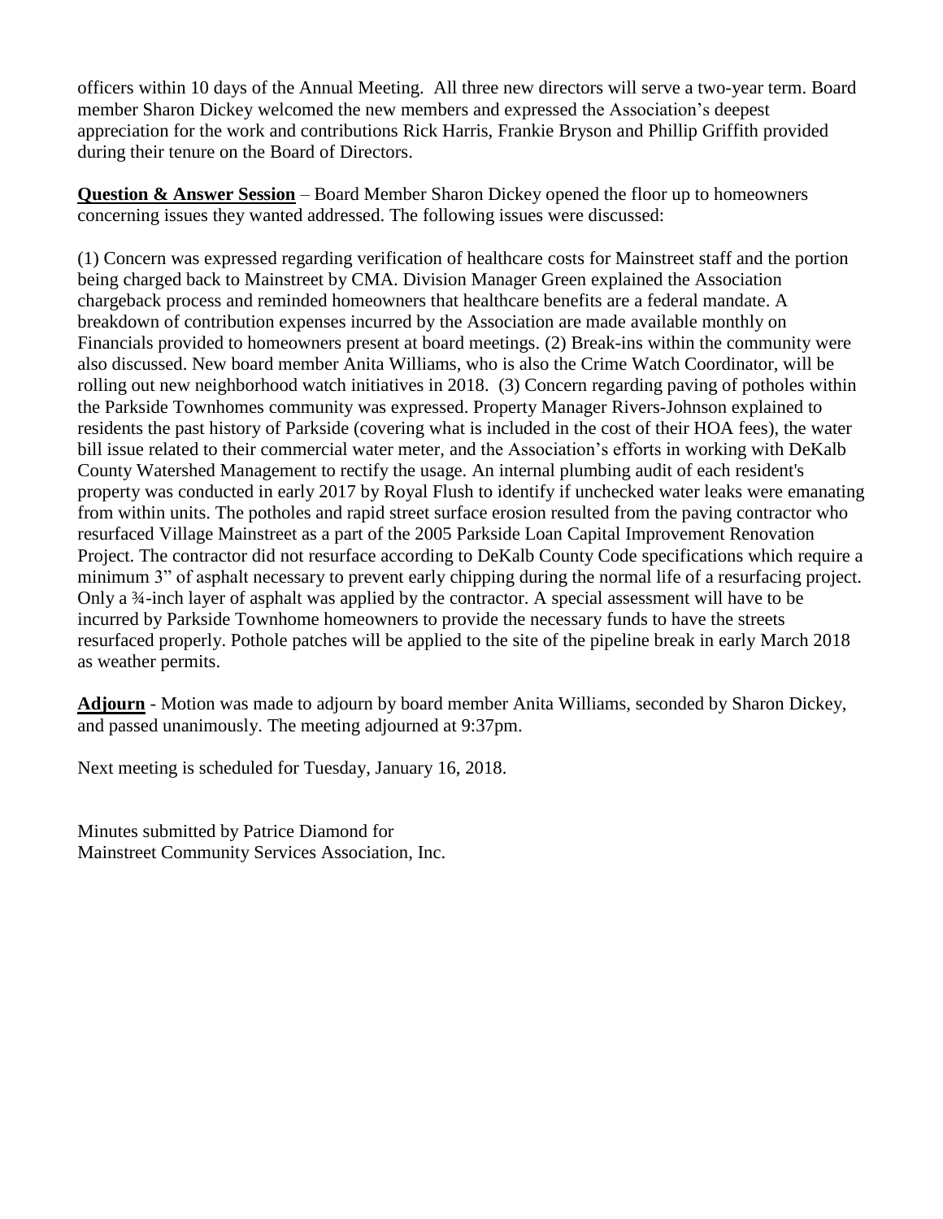officers within 10 days of the Annual Meeting. All three new directors will serve a two-year term. Board member Sharon Dickey welcomed the new members and expressed the Association's deepest appreciation for the work and contributions Rick Harris, Frankie Bryson and Phillip Griffith provided during their tenure on the Board of Directors.

**Question & Answer Session** – Board Member Sharon Dickey opened the floor up to homeowners concerning issues they wanted addressed. The following issues were discussed:

(1) Concern was expressed regarding verification of healthcare costs for Mainstreet staff and the portion being charged back to Mainstreet by CMA. Division Manager Green explained the Association chargeback process and reminded homeowners that healthcare benefits are a federal mandate. A breakdown of contribution expenses incurred by the Association are made available monthly on Financials provided to homeowners present at board meetings. (2) Break-ins within the community were also discussed. New board member Anita Williams, who is also the Crime Watch Coordinator, will be rolling out new neighborhood watch initiatives in 2018. (3) Concern regarding paving of potholes within the Parkside Townhomes community was expressed. Property Manager Rivers-Johnson explained to residents the past history of Parkside (covering what is included in the cost of their HOA fees), the water bill issue related to their commercial water meter, and the Association's efforts in working with DeKalb County Watershed Management to rectify the usage. An internal plumbing audit of each resident's property was conducted in early 2017 by Royal Flush to identify if unchecked water leaks were emanating from within units. The potholes and rapid street surface erosion resulted from the paving contractor who resurfaced Village Mainstreet as a part of the 2005 Parkside Loan Capital Improvement Renovation Project. The contractor did not resurface according to DeKalb County Code specifications which require a minimum 3" of asphalt necessary to prevent early chipping during the normal life of a resurfacing project. Only a ¾-inch layer of asphalt was applied by the contractor. A special assessment will have to be incurred by Parkside Townhome homeowners to provide the necessary funds to have the streets resurfaced properly. Pothole patches will be applied to the site of the pipeline break in early March 2018 as weather permits.

**Adjourn** - Motion was made to adjourn by board member Anita Williams, seconded by Sharon Dickey, and passed unanimously. The meeting adjourned at 9:37pm.

Next meeting is scheduled for Tuesday, January 16, 2018.

Minutes submitted by Patrice Diamond for
Mainstreet Community Services Association, Inc.